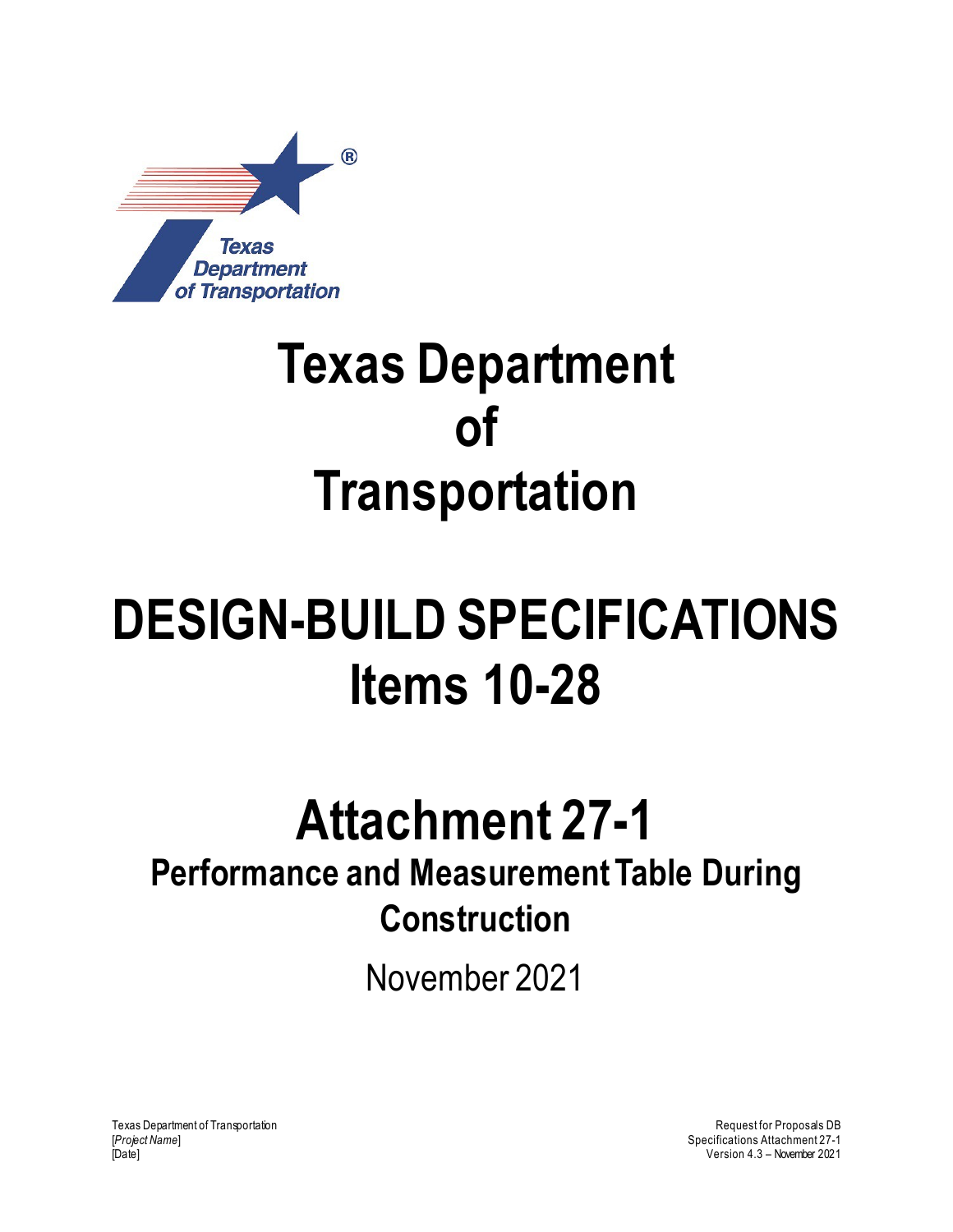# Texas Department of Transportation

# DESIGN-BUILD SPECIFICATIONS Items 10-28

# Attachment 27-1

## Performance and Measurement Table During Construction

November 2021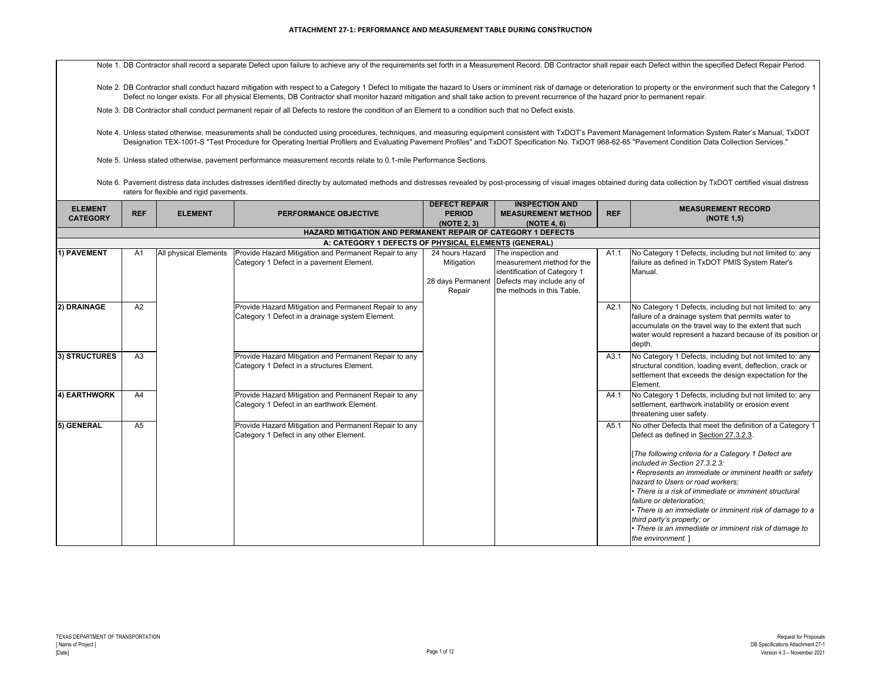# ATTACHMENT 27-1: PERFORMANCE AND MEASUREMENT TABLE DURING CONSTRUCTION

Note 1. DB Contractor shall record a separate Defect upon failure to achieve any of the requirements set forth in a Measurement Record. DB Contractor shall repair each Defect within the specified Defect Repair Period.

Note 2. DB Contractor shall conduct hazard mitigation with respect to a Category 1 Defect to mitigate the hazard to Users or imminent risk of damage or deterioration to property or the environment such that the Category 1 Defect no longer exists. For all physical Elements, DB Contractor shall monitor hazard mitigation and shall take action to prevent recurrence of the hazard prior to permanent repair.

Note 3. DB Contractor shall conduct permanent repair of all Defects to restore the condition of an Element to a condition such that no Defect exists.

Note 4. Unless stated otherwise, measurements shall be conducted using procedures, techniques, and measuring equipment consistent with TxDOT's Pavement Management Information System Rater's Manual, TxDOT Designation TEX-1001-S "Test Procedure for Operating Inertial Profilers and Evaluating Pavement Profiles" and TxDOT Specification No. TxDOT 968-62-65 "Pavement Condition Data Collection Services."

Note 5. Unless stated otherwise, pavement performance measurement records relate to 0.1-mile Performance Sections.

Note 6. Pavement distress data includes distresses identified directly by automated methods and distresses revealed by post-processing of visual images obtained during data collection by TxDOT certified visual distress raters for flexible and rigid pavements.

| ELEMENT CATEGORY | REF | ELEMENT | PERFORMANCE OBJECTIVE | DEFECT REPAIR PERIOD (NOTE 2, 3) | INSPECTION AND MEASUREMENT METHOD (NOTE 4, 6) | REF | MEASUREMENT RECORD (NOTE 1,5) |
|---|---|---|---|---|---|---|---|
| **HAZARD MITIGATION AND PERMANENT REPAIR OF CATEGORY 1 DEFECTS** | | | | | | | |
| **A: CATEGORY 1 DEFECTS OF PHYSICAL ELEMENTS (GENERAL)** | | | | | | | |
| **1) PAVEMENT** | A1 | All physical Elements | Provide Hazard Mitigation and Permanent Repair to any Category 1 Defect in a pavement Element. | 24 hours Hazard Mitigation<br><br>28 days Permanent Repair | The inspection and measurement method for the identification of Category 1 Defects may include any of the methods in this Table. | A1.1 | No Category 1 Defects, including but not limited to: any failure as defined in TxDOT PMIS System Rater's Manual. |
| **2) DRAINAGE** | A2 | | Provide Hazard Mitigation and Permanent Repair to any Category 1 Defect in a drainage system Element. | | | A2.1 | No Category 1 Defects, including but not limited to: any failure of a drainage system that permits water to accumulate on the travel way to the extent that such water would represent a hazard because of its position or depth. |
| **3) STRUCTURES** | A3 | | Provide Hazard Mitigation and Permanent Repair to any Category 1 Defect in a structures Element. | | | A3.1 | No Category 1 Defects, including but not limited to: any structural condition, loading event, deflection, crack or settlement that exceeds the design expectation for the Element. |
| **4) EARTHWORK** | A4 | | Provide Hazard Mitigation and Permanent Repair to any Category 1 Defect in an earthwork Element. | | | A4.1 | No Category 1 Defects, including but not limited to: any settlement, earthwork instability or erosion event threatening user safety. |
| **5) GENERAL** | A5 | | Provide Hazard Mitigation and Permanent Repair to any Category 1 Defect in any other Element. | | | A5.1 | No other Defects that meet the definition of a Category 1 Defect as defined in Section 27.3.2.3.<br><br>[*The following criteria for a Category 1 Defect are included in Section 27.3.2.3:*<br>• *Represents an immediate or imminent health or safety hazard to Users or road workers;*<br>• *There is a risk of immediate or imminent structural failure or deterioration;*<br>• *There is an immediate or imminent risk of damage to a third party's property; or*<br>• *There is an immediate or imminent risk of damage to the environment.* ] |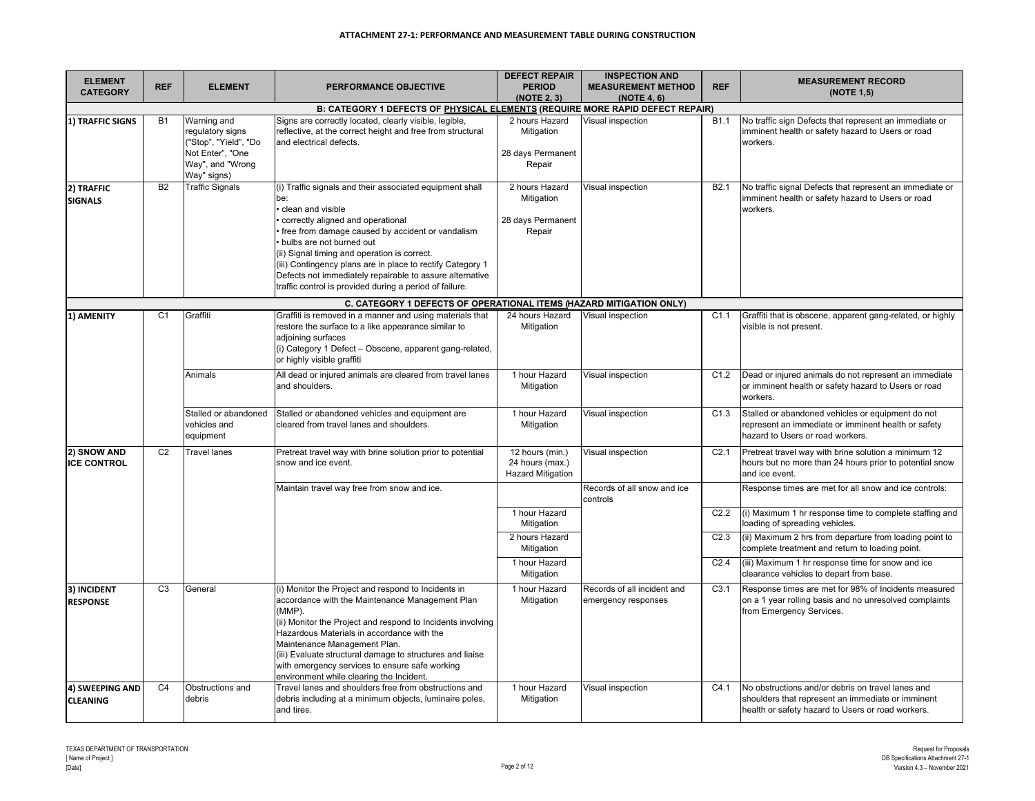**ATTACHMENT 27-1: PERFORMANCE AND MEASUREMENT TABLE DURING CONSTRUCTION**

| ELEMENT CATEGORY | REF | ELEMENT | PERFORMANCE OBJECTIVE | DEFECT REPAIR PERIOD (NOTE 2, 3) | INSPECTION AND MEASUREMENT METHOD (NOTE 4, 6) | REF | MEASUREMENT RECORD (NOTE 1,5) |
|---|---|---|---|---|---|---|---|
| **B: CATEGORY 1 DEFECTS OF PHYSICAL ELEMENTS (REQUIRE MORE RAPID DEFECT REPAIR)** | | | | | | | |
| **1) TRAFFIC SIGNS** | B1 | Warning and regulatory signs ("Stop", "Yield", "Do Not Enter", "One Way", and "Wrong Way" signs) | Signs are correctly located, clearly visible, legible, reflective, at the correct height and free from structural and electrical defects. | 2 hours Hazard Mitigation<br><br>28 days Permanent Repair | Visual inspection | B1.1 | No traffic sign Defects that represent an immediate or imminent health or safety hazard to Users or road workers. |
| **2) TRAFFIC SIGNALS** | B2 | Traffic Signals | (i) Traffic signals and their associated equipment shall be:<br>• clean and visible<br>• correctly aligned and operational<br>• free from damage caused by accident or vandalism<br>• bulbs are not burned out<br>(ii) Signal timing and operation is correct.<br>(iii) Contingency plans are in place to rectify Category 1 Defects not immediately repairable to assure alternative traffic control is provided during a period of failure. | 2 hours Hazard Mitigation<br><br>28 days Permanent Repair | Visual inspection | B2.1 | No traffic signal Defects that represent an immediate or imminent health or safety hazard to Users or road workers. |
| **C. CATEGORY 1 DEFECTS OF OPERATIONAL ITEMS (HAZARD MITIGATION ONLY)** | | | | | | | |
| **1) AMENITY** | C1 | Graffiti | Graffiti is removed in a manner and using materials that restore the surface to a like appearance similar to adjoining surfaces<br>(i) Category 1 Defect – Obscene, apparent gang-related, or highly visible graffiti | 24 hours Hazard Mitigation | Visual inspection | C1.1 | Graffiti that is obscene, apparent gang-related, or highly visible is not present. |
| | | Animals | All dead or injured animals are cleared from travel lanes and shoulders. | 1 hour Hazard Mitigation | Visual inspection | C1.2 | Dead or injured animals do not represent an immediate or imminent health or safety hazard to Users or road workers. |
| | | Stalled or abandoned vehicles and equipment | Stalled or abandoned vehicles and equipment are cleared from travel lanes and shoulders. | 1 hour Hazard Mitigation | Visual inspection | C1.3 | Stalled or abandoned vehicles or equipment do not represent an immediate or imminent health or safety hazard to Users or road workers. |
| **2) SNOW AND ICE CONTROL** | C2 | Travel lanes | Pretreat travel way with brine solution prior to potential snow and ice event. | 12 hours (min.)<br>24 hours (max.)<br>Hazard Mitigation | Visual inspection | C2.1 | Pretreat travel way with brine solution a minimum 12 hours but no more than 24 hours prior to potential snow and ice event. |
| | | | Maintain travel way free from snow and ice. | | Records of all snow and ice controls | | Response times are met for all snow and ice controls: |
| | | | | 1 hour Hazard Mitigation | | C2.2 | (i) Maximum 1 hr response time to complete staffing and loading of spreading vehicles. |
| | | | | 2 hours Hazard Mitigation | | C2.3 | (ii) Maximum 2 hrs from departure from loading point to complete treatment and return to loading point. |
| | | | | 1 hour Hazard Mitigation | | C2.4 | (iii) Maximum 1 hr response time for snow and ice clearance vehicles to depart from base. |
| **3) INCIDENT RESPONSE** | C3 | General | (i) Monitor the Project and respond to Incidents in accordance with the Maintenance Management Plan (MMP).<br>(ii) Monitor the Project and respond to Incidents involving Hazardous Materials in accordance with the Maintenance Management Plan.<br>(iii) Evaluate structural damage to structures and liaise with emergency services to ensure safe working environment while clearing the Incident. | 1 hour Hazard Mitigation | Records of all incident and emergency responses | C3.1 | Response times are met for 98% of Incidents measured on a 1 year rolling basis and no unresolved complaints from Emergency Services. |
| **4) SWEEPING AND CLEANING** | C4 | Obstructions and debris | Travel lanes and shoulders free from obstructions and debris including at a minimum objects, luminaire poles, and tires. | 1 hour Hazard Mitigation | Visual inspection | C4.1 | No obstructions and/or debris on travel lanes and shoulders that represent an immediate or imminent health or safety hazard to Users or road workers. |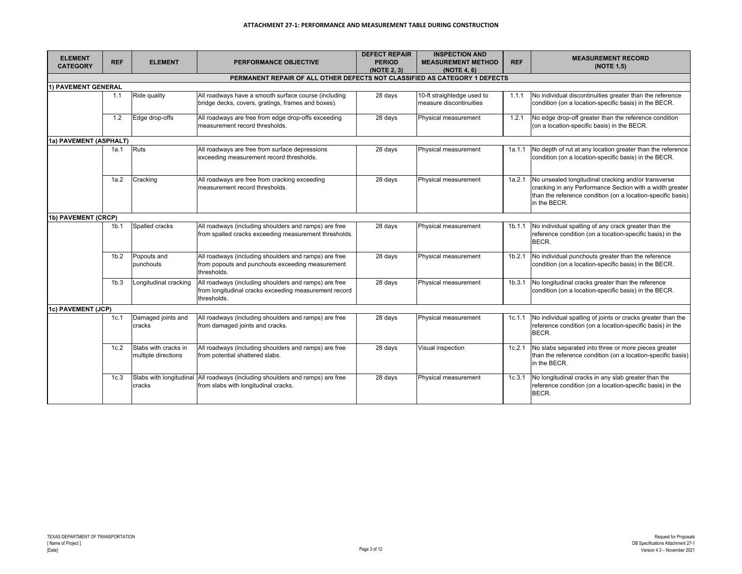**ATTACHMENT 27-1: PERFORMANCE AND MEASUREMENT TABLE DURING CONSTRUCTION**

| ELEMENT CATEGORY | REF | ELEMENT | PERFORMANCE OBJECTIVE | DEFECT REPAIR PERIOD (NOTE 2, 3) | INSPECTION AND MEASUREMENT METHOD (NOTE 4, 6) | REF | MEASUREMENT RECORD (NOTE 1,5) |
|---|---|---|---|---|---|---|---|
| **PERMANENT REPAIR OF ALL OTHER DEFECTS NOT CLASSIFIED AS CATEGORY 1 DEFECTS** | | | | | | | |
| **1) PAVEMENT GENERAL** | | | | | | | |
| | 1.1 | Ride quality | All roadways have a smooth surface course (including bridge decks, covers, gratings, frames and boxes). | 28 days | 10-ft straightedge used to measure discontinuities | 1.1.1 | No individual discontinuities greater than the reference condition (on a location-specific basis) in the BECR. |
| | 1.2 | Edge drop-offs | All roadways are free from edge drop-offs exceeding measurement record thresholds. | 28 days | Physical measurement | 1.2.1 | No edge drop-off greater than the reference condition (on a location-specific basis) in the BECR. |
| **1a) PAVEMENT (ASPHALT)** | | | | | | | |
| | 1a.1 | Ruts | All roadways are free from surface depressions exceeding measurement record thresholds. | 28 days | Physical measurement | 1a.1.1 | No depth of rut at any location greater than the reference condition (on a location-specific basis) in the BECR. |
| | 1a.2 | Cracking | All roadways are free from cracking exceeding measurement record thresholds. | 28 days | Physical measurement | 1a.2.1 | No unsealed longitudinal cracking and/or transverse cracking in any Performance Section with a width greater than the reference condition (on a location-specific basis) in the BECR. |
| **1b) PAVEMENT (CRCP)** | | | | | | | |
| | 1b.1 | Spalled cracks | All roadways (including shoulders and ramps) are free from spalled cracks exceeding measurement thresholds. | 28 days | Physical measurement | 1b.1.1 | No individual spalling of any crack greater than the reference condition (on a location-specific basis) in the BECR. |
| | 1b.2 | Popouts and punchouts | All roadways (including shoulders and ramps) are free from popouts and punchouts exceeding measurement thresholds. | 28 days | Physical measurement | 1b.2.1 | No individual punchouts greater than the reference condition (on a location-specific basis) in the BECR. |
| | 1b.3 | Longitudinal cracking | All roadways (including shoulders and ramps) are free from longitudinal cracks exceeding measurement record thresholds. | 28 days | Physical measurement | 1b.3.1 | No longitudinal cracks greater than the reference condition (on a location-specific basis) in the BECR. |
| **1c) PAVEMENT (JCP)** | | | | | | | |
| | 1c.1 | Damaged joints and cracks | All roadways (including shoulders and ramps) are free from damaged joints and cracks. | 28 days | Physical measurement | 1c.1.1 | No individual spalling of joints or cracks greater than the reference condition (on a location-specific basis) in the BECR. |
| | 1c.2 | Slabs with cracks in multiple directions | All roadways (including shoulders and ramps) are free from potential shattered slabs. | 28 days | Visual inspection | 1c.2.1 | No slabs separated into three or more pieces greater than the reference condition (on a location-specific basis) in the BECR. |
| | 1c.3 | Slabs with longitudinal cracks | All roadways (including shoulders and ramps) are free from slabs with longitudinal cracks. | 28 days | Physical measurement | 1c.3.1 | No longitudinal cracks in any slab greater than the reference condition (on a location-specific basis) in the BECR. |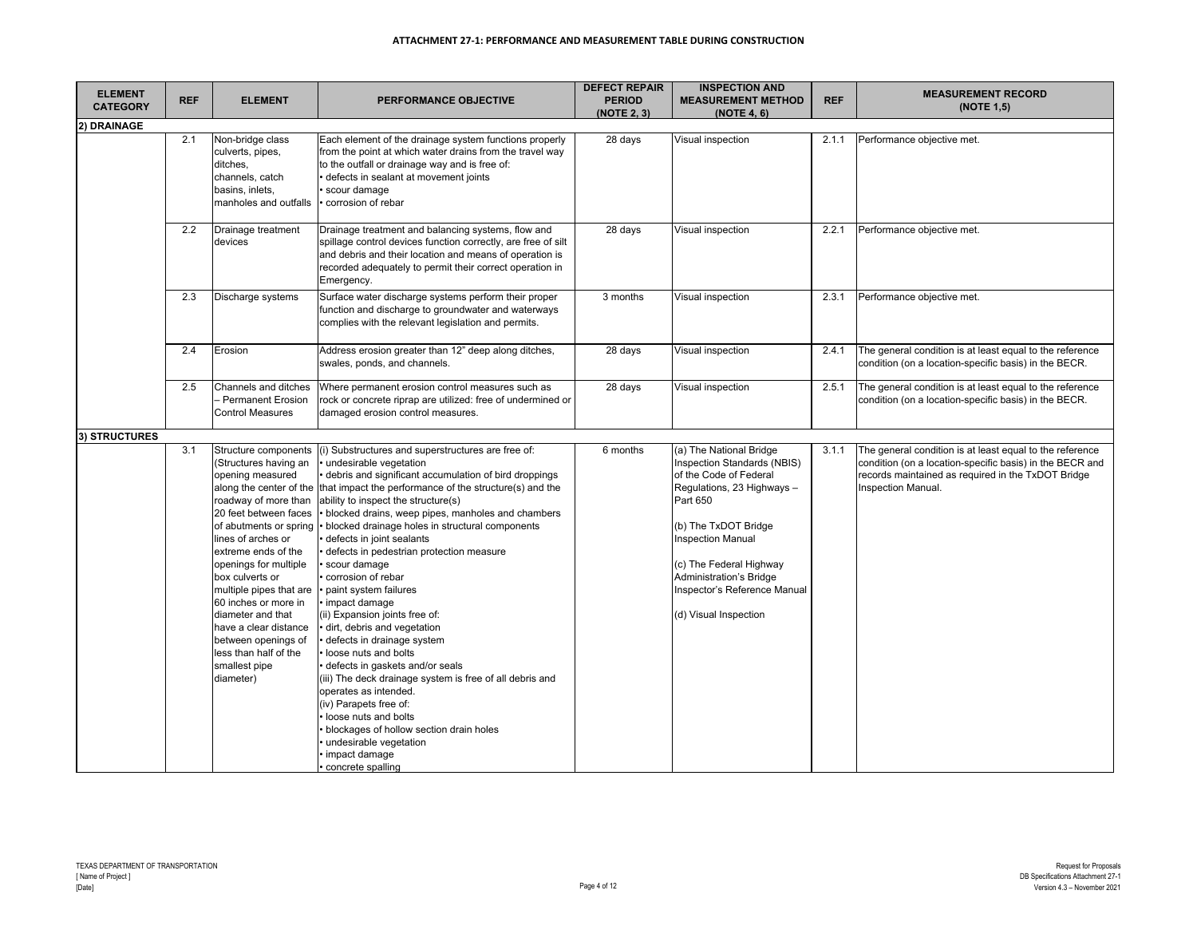**ATTACHMENT 27-1: PERFORMANCE AND MEASUREMENT TABLE DURING CONSTRUCTION**

| ELEMENT CATEGORY | REF | ELEMENT | PERFORMANCE OBJECTIVE | DEFECT REPAIR PERIOD (NOTE 2, 3) | INSPECTION AND MEASUREMENT METHOD (NOTE 4, 6) | REF | MEASUREMENT RECORD (NOTE 1,5) |
|---|---|---|---|---|---|---|---|
| **2) DRAINAGE** | | | | | | | |
| | 2.1 | Non-bridge class culverts, pipes, ditches, channels, catch basins, inlets, manholes and outfalls | Each element of the drainage system functions properly from the point at which water drains from the travel way to the outfall or drainage way and is free of:<br>• defects in sealant at movement joints<br>• scour damage<br>• corrosion of rebar | 28 days | Visual inspection | 2.1.1 | Performance objective met. |
| | 2.2 | Drainage treatment devices | Drainage treatment and balancing systems, flow and spillage control devices function correctly, are free of silt and debris and their location and means of operation is recorded adequately to permit their correct operation in Emergency. | 28 days | Visual inspection | 2.2.1 | Performance objective met. |
| | 2.3 | Discharge systems | Surface water discharge systems perform their proper function and discharge to groundwater and waterways complies with the relevant legislation and permits. | 3 months | Visual inspection | 2.3.1 | Performance objective met. |
| | 2.4 | Erosion | Address erosion greater than 12" deep along ditches, swales, ponds, and channels. | 28 days | Visual inspection | 2.4.1 | The general condition is at least equal to the reference condition (on a location-specific basis) in the BECR. |
| | 2.5 | Channels and ditches – Permanent Erosion Control Measures | Where permanent erosion control measures such as rock or concrete riprap are utilized: free of undermined or damaged erosion control measures. | 28 days | Visual inspection | 2.5.1 | The general condition is at least equal to the reference condition (on a location-specific basis) in the BECR. |
| **3) STRUCTURES** | | | | | | | |
| | 3.1 | Structure components (Structures having an opening measured along the center of the roadway of more than 20 feet between faces of abutments or spring lines of arches or extreme ends of the openings for multiple box culverts or multiple pipes that are 60 inches or more in diameter and that have a clear distance between openings of less than half of the smallest pipe diameter) | (i) Substructures and superstructures are free of:<br>• undesirable vegetation<br>• debris and significant accumulation of bird droppings that impact the performance of the structure(s) and the ability to inspect the structure(s)<br>• blocked drains, weep pipes, manholes and chambers<br>• blocked drainage holes in structural components<br>• defects in joint sealants<br>• defects in pedestrian protection measure<br>• scour damage<br>• corrosion of rebar<br>• paint system failures<br>• impact damage<br>(ii) Expansion joints free of:<br>• dirt, debris and vegetation<br>• defects in drainage system<br>• loose nuts and bolts<br>• defects in gaskets and/or seals<br>(iii) The deck drainage system is free of all debris and operates as intended.<br>(iv) Parapets free of:<br>• loose nuts and bolts<br>• blockages of hollow section drain holes<br>• undesirable vegetation<br>• impact damage<br>• concrete spalling | 6 months | (a) The National Bridge Inspection Standards (NBIS) of the Code of Federal Regulations, 23 Highways – Part 650<br><br>(b) The TxDOT Bridge Inspection Manual<br><br>(c) The Federal Highway Administration's Bridge Inspector's Reference Manual<br><br>(d) Visual Inspection | 3.1.1 | The general condition is at least equal to the reference condition (on a location-specific basis) in the BECR and records maintained as required in the TxDOT Bridge Inspection Manual. |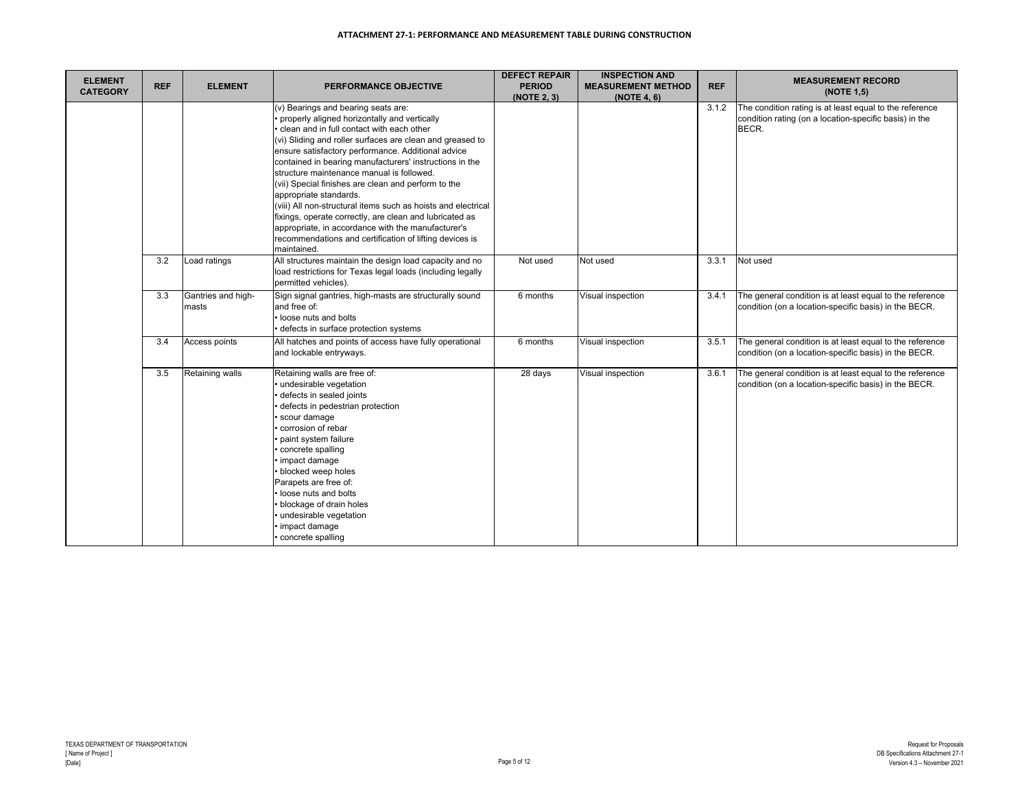### ATTACHMENT 27-1: PERFORMANCE AND MEASUREMENT TABLE DURING CONSTRUCTION

| ELEMENT CATEGORY | REF | ELEMENT | PERFORMANCE OBJECTIVE | DEFECT REPAIR PERIOD (NOTE 2, 3) | INSPECTION AND MEASUREMENT METHOD (NOTE 4, 6) | REF | MEASUREMENT RECORD (NOTE 1,5) |
|---|---|---|---|---|---|---|---|
| | | | (v) Bearings and bearing seats are:<br>• properly aligned horizontally and vertically<br>• clean and in full contact with each other<br>(vi) Sliding and roller surfaces are clean and greased to ensure satisfactory performance. Additional advice contained in bearing manufacturers' instructions in the structure maintenance manual is followed.<br>(vii) Special finishes are clean and perform to the appropriate standards.<br>(viii) All non-structural items such as hoists and electrical fixings, operate correctly, are clean and lubricated as appropriate, in accordance with the manufacturer's recommendations and certification of lifting devices is maintained. | | | 3.1.2 | The condition rating is at least equal to the reference condition rating (on a location-specific basis) in the BECR. |
| | 3.2 | Load ratings | All structures maintain the design load capacity and no load restrictions for Texas legal loads (including legally permitted vehicles). | Not used | Not used | 3.3.1 | Not used |
| | 3.3 | Gantries and high-masts | Sign signal gantries, high-masts are structurally sound and free of:<br>• loose nuts and bolts<br>• defects in surface protection systems | 6 months | Visual inspection | 3.4.1 | The general condition is at least equal to the reference condition (on a location-specific basis) in the BECR. |
| | 3.4 | Access points | All hatches and points of access have fully operational and lockable entryways. | 6 months | Visual inspection | 3.5.1 | The general condition is at least equal to the reference condition (on a location-specific basis) in the BECR. |
| | 3.5 | Retaining walls | Retaining walls are free of:<br>• undesirable vegetation<br>• defects in sealed joints<br>• defects in pedestrian protection<br>• scour damage<br>• corrosion of rebar<br>• paint system failure<br>• concrete spalling<br>• impact damage<br>• blocked weep holes<br>Parapets are free of:<br>• loose nuts and bolts<br>• blockage of drain holes<br>• undesirable vegetation<br>• impact damage<br>• concrete spalling | 28 days | Visual inspection | 3.6.1 | The general condition is at least equal to the reference condition (on a location-specific basis) in the BECR. |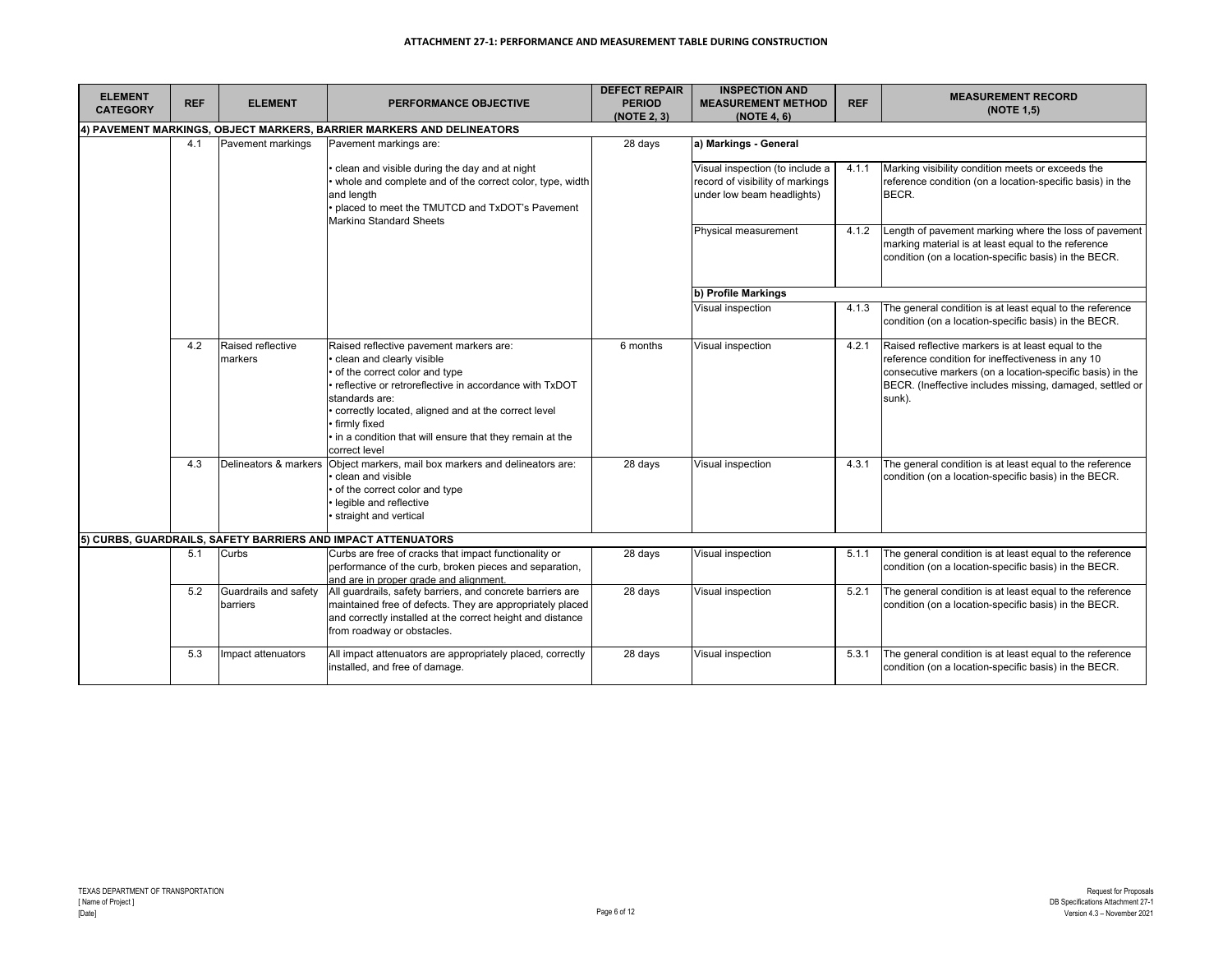**ATTACHMENT 27-1: PERFORMANCE AND MEASUREMENT TABLE DURING CONSTRUCTION**

| ELEMENT CATEGORY | REF | ELEMENT | PERFORMANCE OBJECTIVE | DEFECT REPAIR PERIOD (NOTE 2, 3) | INSPECTION AND MEASUREMENT METHOD (NOTE 4, 6) | REF | MEASUREMENT RECORD (NOTE 1,5) |
|---|---|---|---|---|---|---|---|
| **4) PAVEMENT MARKINGS, OBJECT MARKERS, BARRIER MARKERS AND DELINEATORS** | | | | | | | |
| | 4.1 | Pavement markings | Pavement markings are:<br>• clean and visible during the day and at night<br>• whole and complete and of the correct color, type, width and length<br>• placed to meet the TMUTCD and TxDOT's Pavement Marking Standard Sheets | 28 days | **a) Markings - General** | | |
| | | | | | Visual inspection (to include a record of visibility of markings under low beam headlights) | 4.1.1 | Marking visibility condition meets or exceeds the reference condition (on a location-specific basis) in the BECR. |
| | | | | | Physical measurement | 4.1.2 | Length of pavement marking where the loss of pavement marking material is at least equal to the reference condition (on a location-specific basis) in the BECR. |
| | | | | | **b) Profile Markings** | | |
| | | | | | Visual inspection | 4.1.3 | The general condition is at least equal to the reference condition (on a location-specific basis) in the BECR. |
| | 4.2 | Raised reflective markers | Raised reflective pavement markers are:<br>• clean and clearly visible<br>• of the correct color and type<br>• reflective or retroreflective in accordance with TxDOT standards are:<br>• correctly located, aligned and at the correct level<br>• firmly fixed<br>• in a condition that will ensure that they remain at the correct level | 6 months | Visual inspection | 4.2.1 | Raised reflective markers is at least equal to the reference condition for ineffectiveness in any 10 consecutive markers (on a location-specific basis) in the BECR. (Ineffective includes missing, damaged, settled or sunk). |
| | 4.3 | Delineators & markers | Object markers, mail box markers and delineators are:<br>• clean and visible<br>• of the correct color and type<br>• legible and reflective<br>• straight and vertical | 28 days | Visual inspection | 4.3.1 | The general condition is at least equal to the reference condition (on a location-specific basis) in the BECR. |
| **5) CURBS, GUARDRAILS, SAFETY BARRIERS AND IMPACT ATTENUATORS** | | | | | | | |
| | 5.1 | Curbs | Curbs are free of cracks that impact functionality or performance of the curb, broken pieces and separation, and are in proper grade and alignment. | 28 days | Visual inspection | 5.1.1 | The general condition is at least equal to the reference condition (on a location-specific basis) in the BECR. |
| | 5.2 | Guardrails and safety barriers | All guardrails, safety barriers, and concrete barriers are maintained free of defects. They are appropriately placed and correctly installed at the correct height and distance from roadway or obstacles. | 28 days | Visual inspection | 5.2.1 | The general condition is at least equal to the reference condition (on a location-specific basis) in the BECR. |
| | 5.3 | Impact attenuators | All impact attenuators are appropriately placed, correctly installed, and free of damage. | 28 days | Visual inspection | 5.3.1 | The general condition is at least equal to the reference condition (on a location-specific basis) in the BECR. |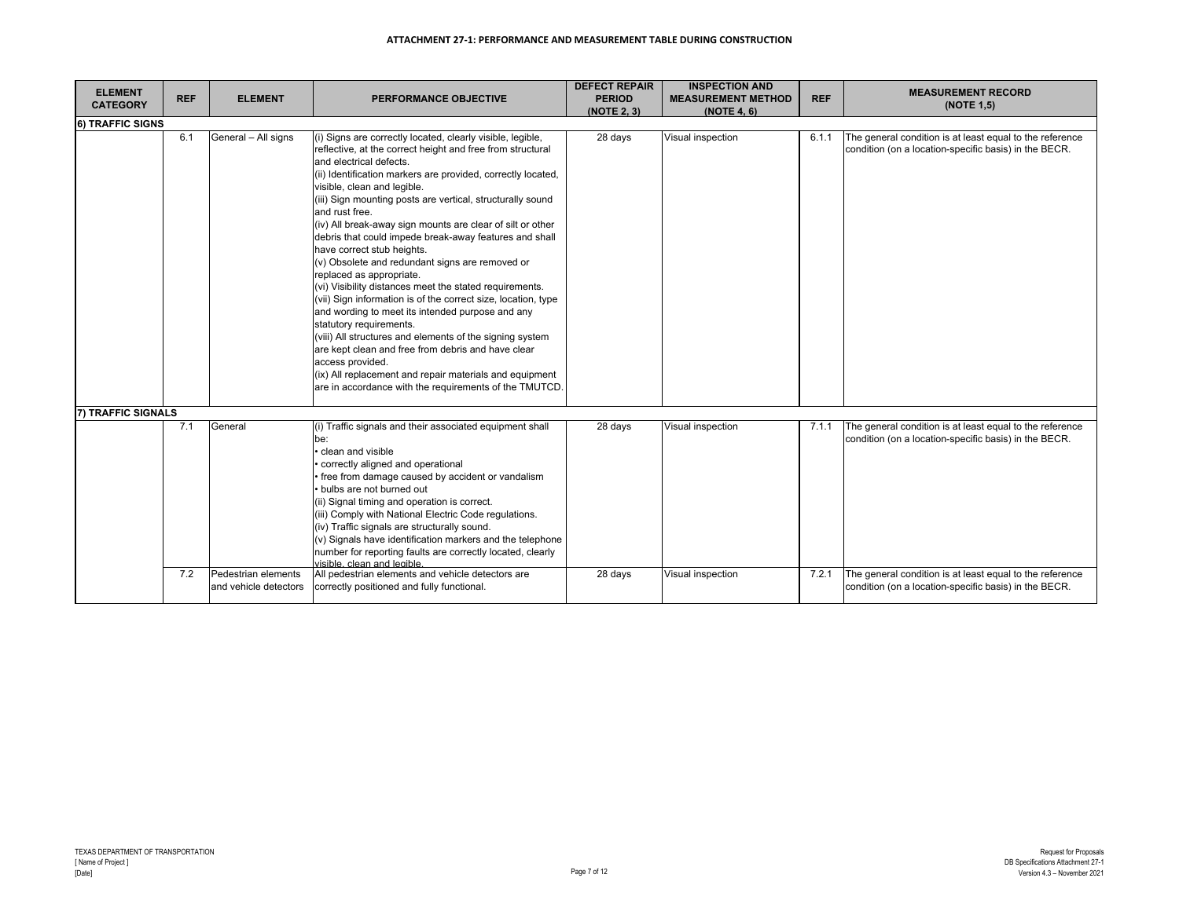**ATTACHMENT 27-1: PERFORMANCE AND MEASUREMENT TABLE DURING CONSTRUCTION**

| ELEMENT CATEGORY | REF | ELEMENT | PERFORMANCE OBJECTIVE | DEFECT REPAIR PERIOD (NOTE 2, 3) | INSPECTION AND MEASUREMENT METHOD (NOTE 4, 6) | REF | MEASUREMENT RECORD (NOTE 1,5) |
|---|---|---|---|---|---|---|---|
| **6) TRAFFIC SIGNS** | | | | | | | |
| | 6.1 | General – All signs | (i) Signs are correctly located, clearly visible, legible, reflective, at the correct height and free from structural and electrical defects.<br>(ii) Identification markers are provided, correctly located, visible, clean and legible.<br>(iii) Sign mounting posts are vertical, structurally sound and rust free.<br>(iv) All break-away sign mounts are clear of silt or other debris that could impede break-away features and shall have correct stub heights.<br>(v) Obsolete and redundant signs are removed or replaced as appropriate.<br>(vi) Visibility distances meet the stated requirements.<br>(vii) Sign information is of the correct size, location, type and wording to meet its intended purpose and any statutory requirements.<br>(viii) All structures and elements of the signing system are kept clean and free from debris and have clear access provided.<br>(ix) All replacement and repair materials and equipment are in accordance with the requirements of the TMUTCD. | 28 days | Visual inspection | 6.1.1 | The general condition is at least equal to the reference condition (on a location-specific basis) in the BECR. |
| **7) TRAFFIC SIGNALS** | | | | | | | |
| | 7.1 | General | (i) Traffic signals and their associated equipment shall be:<br>• clean and visible<br>• correctly aligned and operational<br>• free from damage caused by accident or vandalism<br>• bulbs are not burned out<br>(ii) Signal timing and operation is correct.<br>(iii) Comply with National Electric Code regulations.<br>(iv) Traffic signals are structurally sound.<br>(v) Signals have identification markers and the telephone number for reporting faults are correctly located, clearly visible, clean and legible. | 28 days | Visual inspection | 7.1.1 | The general condition is at least equal to the reference condition (on a location-specific basis) in the BECR. |
| | 7.2 | Pedestrian elements and vehicle detectors | All pedestrian elements and vehicle detectors are correctly positioned and fully functional. | 28 days | Visual inspection | 7.2.1 | The general condition is at least equal to the reference condition (on a location-specific basis) in the BECR. |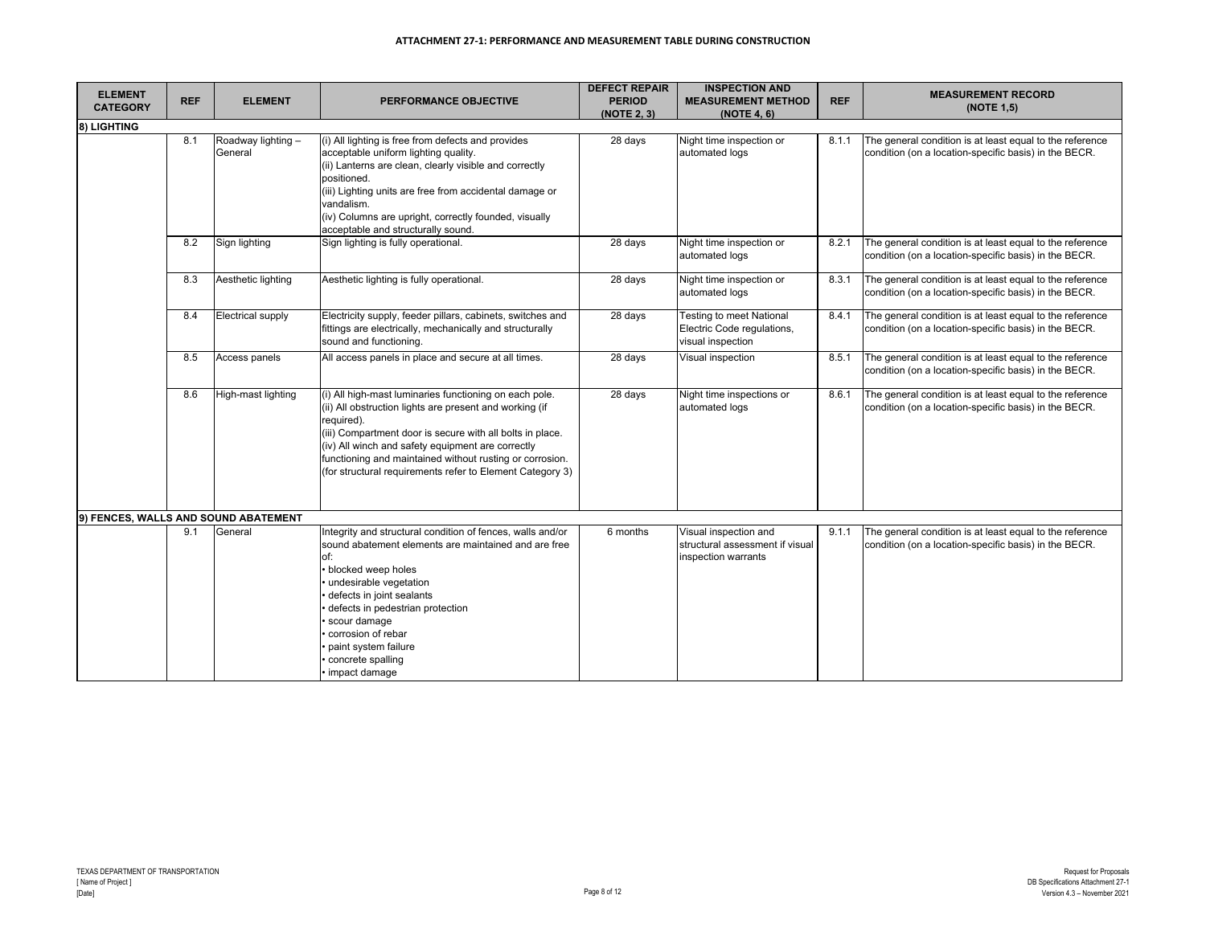**ATTACHMENT 27-1: PERFORMANCE AND MEASUREMENT TABLE DURING CONSTRUCTION**

| ELEMENT CATEGORY | REF | ELEMENT | PERFORMANCE OBJECTIVE | DEFECT REPAIR PERIOD (NOTE 2, 3) | INSPECTION AND MEASUREMENT METHOD (NOTE 4, 6) | REF | MEASUREMENT RECORD (NOTE 1,5) |
|---|---|---|---|---|---|---|---|
| **8) LIGHTING** | | | | | | | |
| | 8.1 | Roadway lighting – General | (i) All lighting is free from defects and provides acceptable uniform lighting quality.<br>(ii) Lanterns are clean, clearly visible and correctly positioned.<br>(iii) Lighting units are free from accidental damage or vandalism.<br>(iv) Columns are upright, correctly founded, visually acceptable and structurally sound. | 28 days | Night time inspection or automated logs | 8.1.1 | The general condition is at least equal to the reference condition (on a location-specific basis) in the BECR. |
| | 8.2 | Sign lighting | Sign lighting is fully operational. | 28 days | Night time inspection or automated logs | 8.2.1 | The general condition is at least equal to the reference condition (on a location-specific basis) in the BECR. |
| | 8.3 | Aesthetic lighting | Aesthetic lighting is fully operational. | 28 days | Night time inspection or automated logs | 8.3.1 | The general condition is at least equal to the reference condition (on a location-specific basis) in the BECR. |
| | 8.4 | Electrical supply | Electricity supply, feeder pillars, cabinets, switches and fittings are electrically, mechanically and structurally sound and functioning. | 28 days | Testing to meet National Electric Code regulations, visual inspection | 8.4.1 | The general condition is at least equal to the reference condition (on a location-specific basis) in the BECR. |
| | 8.5 | Access panels | All access panels in place and secure at all times. | 28 days | Visual inspection | 8.5.1 | The general condition is at least equal to the reference condition (on a location-specific basis) in the BECR. |
| | 8.6 | High-mast lighting | (i) All high-mast luminaries functioning on each pole.<br>(ii) All obstruction lights are present and working (if required).<br>(iii) Compartment door is secure with all bolts in place.<br>(iv) All winch and safety equipment are correctly functioning and maintained without rusting or corrosion.<br>(for structural requirements refer to Element Category 3) | 28 days | Night time inspections or automated logs | 8.6.1 | The general condition is at least equal to the reference condition (on a location-specific basis) in the BECR. |
| **9) FENCES, WALLS AND SOUND ABATEMENT** | | | | | | | |
| | 9.1 | General | Integrity and structural condition of fences, walls and/or sound abatement elements are maintained and are free of:<br>• blocked weep holes<br>• undesirable vegetation<br>• defects in joint sealants<br>• defects in pedestrian protection<br>• scour damage<br>• corrosion of rebar<br>• paint system failure<br>• concrete spalling<br>• impact damage | 6 months | Visual inspection and structural assessment if visual inspection warrants | 9.1.1 | The general condition is at least equal to the reference condition (on a location-specific basis) in the BECR. |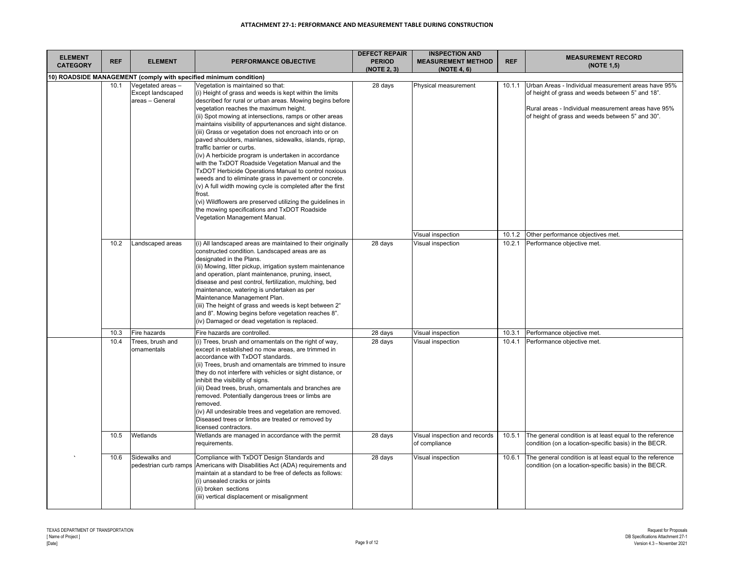**ATTACHMENT 27-1: PERFORMANCE AND MEASUREMENT TABLE DURING CONSTRUCTION**

| ELEMENT CATEGORY | REF | ELEMENT | PERFORMANCE OBJECTIVE | DEFECT REPAIR PERIOD (NOTE 2, 3) | INSPECTION AND MEASUREMENT METHOD (NOTE 4, 6) | REF | MEASUREMENT RECORD (NOTE 1,5) |
|---|---|---|---|---|---|---|---|
| **10) ROADSIDE MANAGEMENT (comply with specified minimum condition)** | | | | | | | |
| | 10.1 | Vegetated areas – Except landscaped areas – General | Vegetation is maintained so that:<br>(i) Height of grass and weeds is kept within the limits described for rural or urban areas. Mowing begins before vegetation reaches the maximum height.<br>(ii) Spot mowing at intersections, ramps or other areas maintains visibility of appurtenances and sight distance.<br>(iii) Grass or vegetation does not encroach into or on paved shoulders, mainlanes, sidewalks, islands, riprap, traffic barrier or curbs.<br>(iv) A herbicide program is undertaken in accordance with the TxDOT Roadside Vegetation Manual and the TxDOT Herbicide Operations Manual to control noxious weeds and to eliminate grass in pavement or concrete.<br>(v) A full width mowing cycle is completed after the first frost.<br>(vi) Wildflowers are preserved utilizing the guidelines in the mowing specifications and TxDOT Roadside Vegetation Management Manual. | 28 days | Physical measurement | 10.1.1 | Urban Areas - Individual measurement areas have 95% of height of grass and weeds between 5" and 18".<br><br>Rural areas - Individual measurement areas have 95% of height of grass and weeds between 5" and 30". |
| | | | | | Visual inspection | 10.1.2 | Other performance objectives met. |
| | 10.2 | Landscaped areas | (i) All landscaped areas are maintained to their originally constructed condition. Landscaped areas are as designated in the Plans.<br>(ii) Mowing, litter pickup, irrigation system maintenance and operation, plant maintenance, pruning, insect, disease and pest control, fertilization, mulching, bed maintenance, watering is undertaken as per Maintenance Management Plan.<br>(iii) The height of grass and weeds is kept between 2" and 8". Mowing begins before vegetation reaches 8".<br>(iv) Damaged or dead vegetation is replaced. | 28 days | Visual inspection | 10.2.1 | Performance objective met. |
| | 10.3 | Fire hazards | Fire hazards are controlled. | 28 days | Visual inspection | 10.3.1 | Performance objective met. |
| | 10.4 | Trees, brush and ornamentals | (i) Trees, brush and ornamentals on the right of way, except in established no mow areas, are trimmed in accordance with TxDOT standards.<br>(ii) Trees, brush and ornamentals are trimmed to insure they do not interfere with vehicles or sight distance, or inhibit the visibility of signs.<br>(iii) Dead trees, brush, ornamentals and branches are removed. Potentially dangerous trees or limbs are removed.<br>(iv) All undesirable trees and vegetation are removed. Diseased trees or limbs are treated or removed by licensed contractors. | 28 days | Visual inspection | 10.4.1 | Performance objective met. |
| | 10.5 | Wetlands | Wetlands are managed in accordance with the permit requirements. | 28 days | Visual inspection and records of compliance | 10.5.1 | The general condition is at least equal to the reference condition (on a location-specific basis) in the BECR. |
| ` | 10.6 | Sidewalks and pedestrian curb ramps | Compliance with TxDOT Design Standards and Americans with Disabilities Act (ADA) requirements and maintain at a standard to be free of defects as follows:<br>(i) unsealed cracks or joints<br>(ii) broken sections<br>(iii) vertical displacement or misalignment | 28 days | Visual inspection | 10.6.1 | The general condition is at least equal to the reference condition (on a location-specific basis) in the BECR. |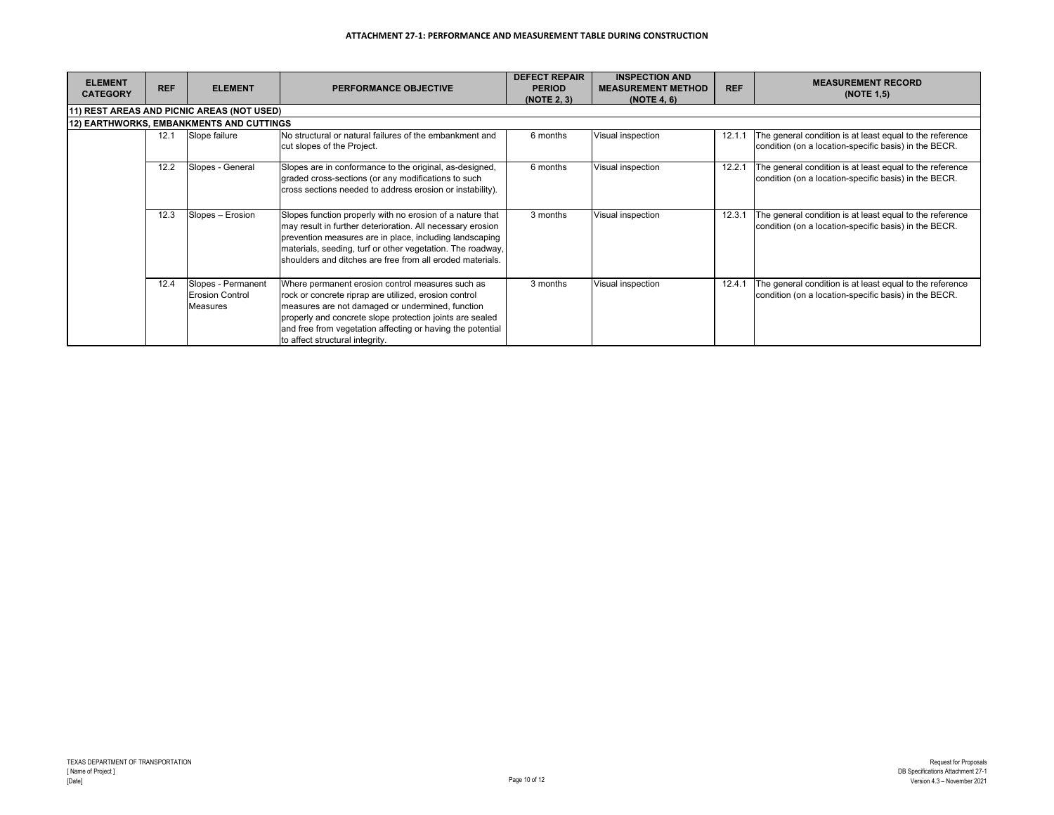**ATTACHMENT 27-1: PERFORMANCE AND MEASUREMENT TABLE DURING CONSTRUCTION**

| ELEMENT CATEGORY | REF | ELEMENT | PERFORMANCE OBJECTIVE | DEFECT REPAIR PERIOD (NOTE 2, 3) | INSPECTION AND MEASUREMENT METHOD (NOTE 4, 6) | REF | MEASUREMENT RECORD (NOTE 1,5) |
|---|---|---|---|---|---|---|---|
| **11) REST AREAS AND PICNIC AREAS (NOT USED)** | | | | | | | |
| **12) EARTHWORKS, EMBANKMENTS AND CUTTINGS** | | | | | | | |
| | 12.1 | Slope failure | No structural or natural failures of the embankment and cut slopes of the Project. | 6 months | Visual inspection | 12.1.1 | The general condition is at least equal to the reference condition (on a location-specific basis) in the BECR. |
| | 12.2 | Slopes - General | Slopes are in conformance to the original, as-designed, graded cross-sections (or any modifications to such cross sections needed to address erosion or instability). | 6 months | Visual inspection | 12.2.1 | The general condition is at least equal to the reference condition (on a location-specific basis) in the BECR. |
| | 12.3 | Slopes – Erosion | Slopes function properly with no erosion of a nature that may result in further deterioration. All necessary erosion prevention measures are in place, including landscaping materials, seeding, turf or other vegetation. The roadway, shoulders and ditches are free from all eroded materials. | 3 months | Visual inspection | 12.3.1 | The general condition is at least equal to the reference condition (on a location-specific basis) in the BECR. |
| | 12.4 | Slopes - Permanent Erosion Control Measures | Where permanent erosion control measures such as rock or concrete riprap are utilized, erosion control measures are not damaged or undermined, function properly and concrete slope protection joints are sealed and free from vegetation affecting or having the potential to affect structural integrity. | 3 months | Visual inspection | 12.4.1 | The general condition is at least equal to the reference condition (on a location-specific basis) in the BECR. |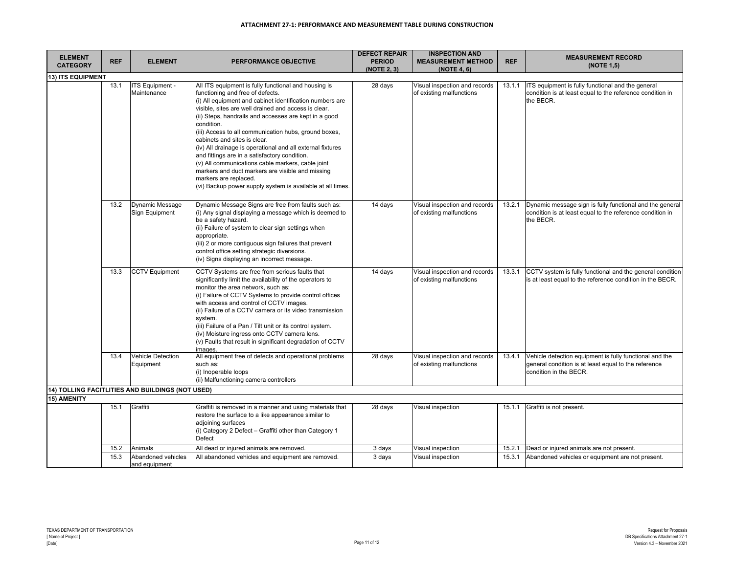**ATTACHMENT 27-1: PERFORMANCE AND MEASUREMENT TABLE DURING CONSTRUCTION**

| ELEMENT CATEGORY | REF | ELEMENT | PERFORMANCE OBJECTIVE | DEFECT REPAIR PERIOD (NOTE 2, 3) | INSPECTION AND MEASUREMENT METHOD (NOTE 4, 6) | REF | MEASUREMENT RECORD (NOTE 1,5) |
|---|---|---|---|---|---|---|---|
| **13) ITS EQUIPMENT** | | | | | | | |
| | 13.1 | ITS Equipment - Maintenance | All ITS equipment is fully functional and housing is functioning and free of defects.<br>(i) All equipment and cabinet identification numbers are visible, sites are well drained and access is clear.<br>(ii) Steps, handrails and accesses are kept in a good condition.<br>(iii) Access to all communication hubs, ground boxes, cabinets and sites is clear.<br>(iv) All drainage is operational and all external fixtures and fittings are in a satisfactory condition.<br>(v) All communications cable markers, cable joint markers and duct markers are visible and missing markers are replaced.<br>(vi) Backup power supply system is available at all times. | 28 days | Visual inspection and records of existing malfunctions | 13.1.1 | ITS equipment is fully functional and the general condition is at least equal to the reference condition in the BECR. |
| | 13.2 | Dynamic Message Sign Equipment | Dynamic Message Signs are free from faults such as:<br>(i) Any signal displaying a message which is deemed to be a safety hazard.<br>(ii) Failure of system to clear sign settings when appropriate.<br>(iii) 2 or more contiguous sign failures that prevent control office setting strategic diversions.<br>(iv) Signs displaying an incorrect message. | 14 days | Visual inspection and records of existing malfunctions | 13.2.1 | Dynamic message sign is fully functional and the general condition is at least equal to the reference condition in the BECR. |
| | 13.3 | CCTV Equipment | CCTV Systems are free from serious faults that significantly limit the availability of the operators to monitor the area network, such as:<br>(i) Failure of CCTV Systems to provide control offices with access and control of CCTV images.<br>(ii) Failure of a CCTV camera or its video transmission system.<br>(iii) Failure of a Pan / Tilt unit or its control system.<br>(iv) Moisture ingress onto CCTV camera lens.<br>(v) Faults that result in significant degradation of CCTV images. | 14 days | Visual inspection and records of existing malfunctions | 13.3.1 | CCTV system is fully functional and the general condition is at least equal to the reference condition in the BECR. |
| | 13.4 | Vehicle Detection Equipment | All equipment free of defects and operational problems such as:<br>(i) Inoperable loops<br>(ii) Malfunctioning camera controllers | 28 days | Visual inspection and records of existing malfunctions | 13.4.1 | Vehicle detection equipment is fully functional and the general condition is at least equal to the reference condition in the BECR. |
| **14) TOLLING FACITLITIES AND BUILDINGS (NOT USED)** | | | | | | | |
| **15) AMENITY** | | | | | | | |
| | 15.1 | Graffiti | Graffiti is removed in a manner and using materials that restore the surface to a like appearance similar to adjoining surfaces<br>(i) Category 2 Defect – Graffiti other than Category 1 Defect | 28 days | Visual inspection | 15.1.1 | Graffiti is not present. |
| | 15.2 | Animals | All dead or injured animals are removed. | 3 days | Visual inspection | 15.2.1 | Dead or injured animals are not present. |
| | 15.3 | Abandoned vehicles and equipment | All abandoned vehicles and equipment are removed. | 3 days | Visual inspection | 15.3.1 | Abandoned vehicles or equipment are not present. |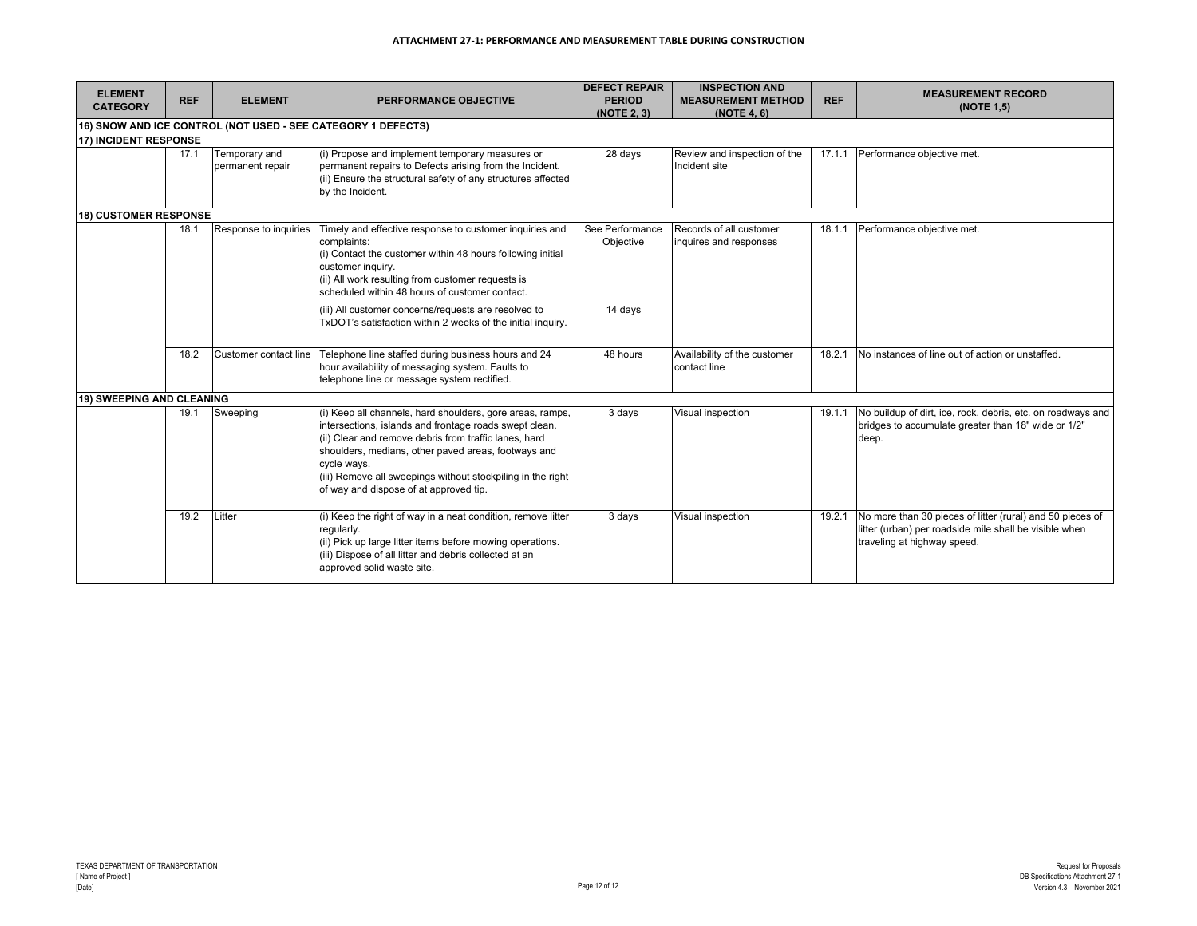# ATTACHMENT 27-1: PERFORMANCE AND MEASUREMENT TABLE DURING CONSTRUCTION

| ELEMENT CATEGORY | REF | ELEMENT | PERFORMANCE OBJECTIVE | DEFECT REPAIR PERIOD (NOTE 2, 3) | INSPECTION AND MEASUREMENT METHOD (NOTE 4, 6) | REF | MEASUREMENT RECORD (NOTE 1,5) |
|---|---|---|---|---|---|---|---|
| **16) SNOW AND ICE CONTROL (NOT USED - SEE CATEGORY 1 DEFECTS)** | | | | | | | |
| **17) INCIDENT RESPONSE** | | | | | | | |
| | 17.1 | Temporary and permanent repair | (i) Propose and implement temporary measures or permanent repairs to Defects arising from the Incident.<br>(ii) Ensure the structural safety of any structures affected by the Incident. | 28 days | Review and inspection of the Incident site | 17.1.1 | Performance objective met. |
| **18) CUSTOMER RESPONSE** | | | | | | | |
| | 18.1 | Response to inquiries | Timely and effective response to customer inquiries and complaints:<br>(i) Contact the customer within 48 hours following initial customer inquiry.<br>(ii) All work resulting from customer requests is scheduled within 48 hours of customer contact. | See Performance Objective | Records of all customer inquires and responses | 18.1.1 | Performance objective met. |
| | | | (iii) All customer concerns/requests are resolved to TxDOT's satisfaction within 2 weeks of the initial inquiry. | 14 days | | | |
| | 18.2 | Customer contact line | Telephone line staffed during business hours and 24 hour availability of messaging system. Faults to telephone line or message system rectified. | 48 hours | Availability of the customer contact line | 18.2.1 | No instances of line out of action or unstaffed. |
| **19) SWEEPING AND CLEANING** | | | | | | | |
| | 19.1 | Sweeping | (i) Keep all channels, hard shoulders, gore areas, ramps, intersections, islands and frontage roads swept clean.<br>(ii) Clear and remove debris from traffic lanes, hard shoulders, medians, other paved areas, footways and cycle ways.<br>(iii) Remove all sweepings without stockpiling in the right of way and dispose of at approved tip. | 3 days | Visual inspection | 19.1.1 | No buildup of dirt, ice, rock, debris, etc. on roadways and bridges to accumulate greater than 18" wide or 1/2" deep. |
| | 19.2 | Litter | (i) Keep the right of way in a neat condition, remove litter regularly.<br>(ii) Pick up large litter items before mowing operations.<br>(iii) Dispose of all litter and debris collected at an approved solid waste site. | 3 days | Visual inspection | 19.2.1 | No more than 30 pieces of litter (rural) and 50 pieces of litter (urban) per roadside mile shall be visible when traveling at highway speed. |